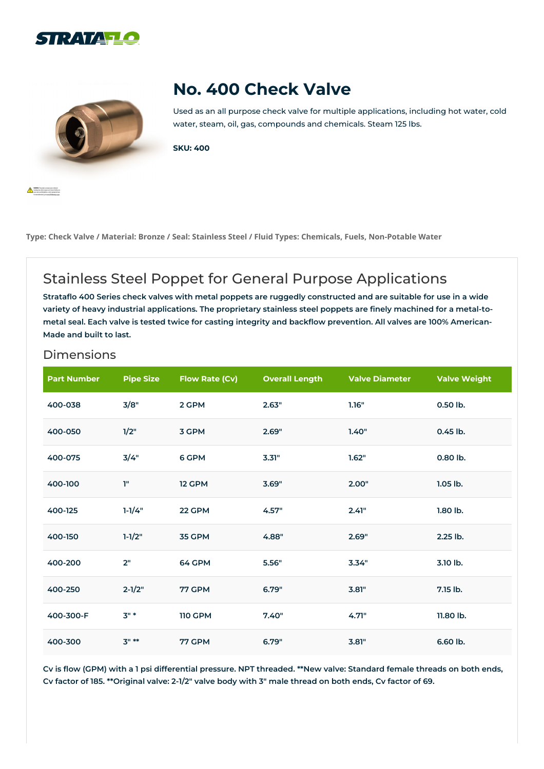# No. 400 Check Valve

Used as an all purpose check valve for multiple applications, including hot water, cold water, steam, oil, gas, compounds and chemicals. Steam 125 lbs.

**SKU: 400**

**Type: Check Valve / Material: Bronze / Seal: Stainless Steel / Fluid Types: Chemicals, Fuels, Non-Potable Water**

## Stainless Steel Poppet for General Purpose Applications

**Strataflo 400 Series check valves with metal poppets are ruggedly constructed and are suitable for use in a wide variety of heavy industrial applications. The proprietary stainless steel poppets are finely machined for a metal-to-metal seal. Each valve is tested twice for casting integrity and backflow prevention. All valves are 100% American-Made and built to last.**

### Dimensions

| Part Number | Pipe Size | Flow Rate (Cv) | Overall Length | Valve Diameter | Valve Weight |
|---|---|---|---|---|---|
| 400-038 | 3/8" | 2 GPM | 2.63" | 1.16" | 0.50 lb. |
| 400-050 | 1/2" | 3 GPM | 2.69" | 1.40" | 0.45 lb. |
| 400-075 | 3/4" | 6 GPM | 3.31" | 1.62" | 0.80 lb. |
| 400-100 | 1" | 12 GPM | 3.69" | 2.00" | 1.05 lb. |
| 400-125 | 1-1/4" | 22 GPM | 4.57" | 2.41" | 1.80 lb. |
| 400-150 | 1-1/2" | 35 GPM | 4.88" | 2.69" | 2.25 lb. |
| 400-200 | 2" | 64 GPM | 5.56" | 3.34" | 3.10 lb. |
| 400-250 | 2-1/2" | 77 GPM | 6.79" | 3.81" | 7.15 lb. |
| 400-300-F | 3" * | 110 GPM | 7.40" | 4.71" | 11.80 lb. |
| 400-300 | 3" ** | 77 GPM | 6.79" | 3.81" | 6.60 lb. |

**Cv is flow (GPM) with a 1 psi differential pressure. NPT threaded. **New valve: Standard female threads on both ends, Cv factor of 185. **Original valve: 2-1/2" valve body with 3" male thread on both ends, Cv factor of 69.**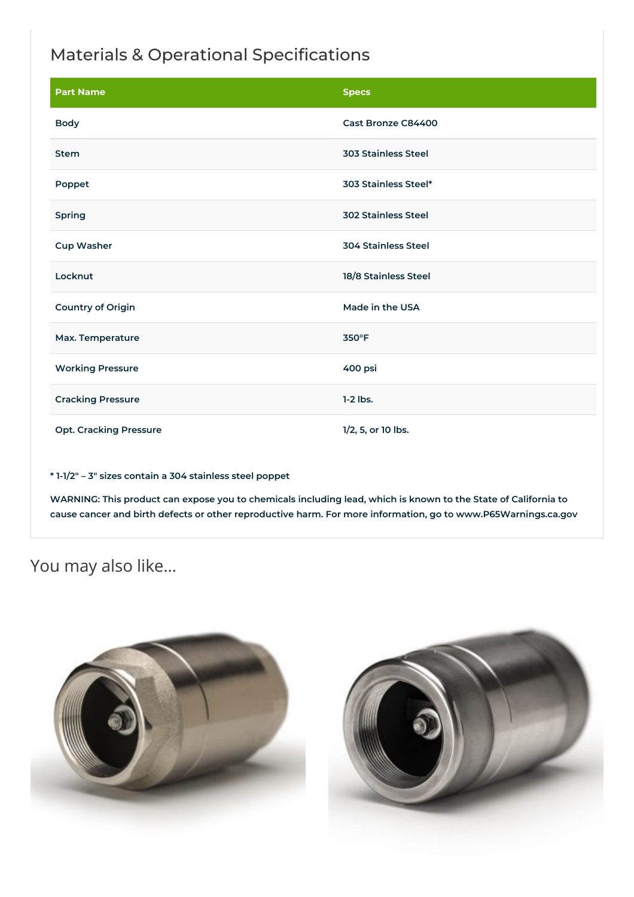## Materials & Operational Specifications

| Part Name | Specs |
|---|---|
| Body | Cast Bronze C84400 |
| Stem | 303 Stainless Steel |
| Poppet | 303 Stainless Steel* |
| Spring | 302 Stainless Steel |
| Cup Washer | 304 Stainless Steel |
| Locknut | 18/8 Stainless Steel |
| Country of Origin | Made in the USA |
| Max. Temperature | 350°F |
| Working Pressure | 400 psi |
| Cracking Pressure | 1-2 lbs. |
| Opt. Cracking Pressure | 1/2, 5, or 10 lbs. |

* 1-1/2" – 3" sizes contain a 304 stainless steel poppet

WARNING: This product can expose you to chemicals including lead, which is known to the State of California to cause cancer and birth defects or other reproductive harm. For more information, go to www.P65Warnings.ca.gov

## You may also like…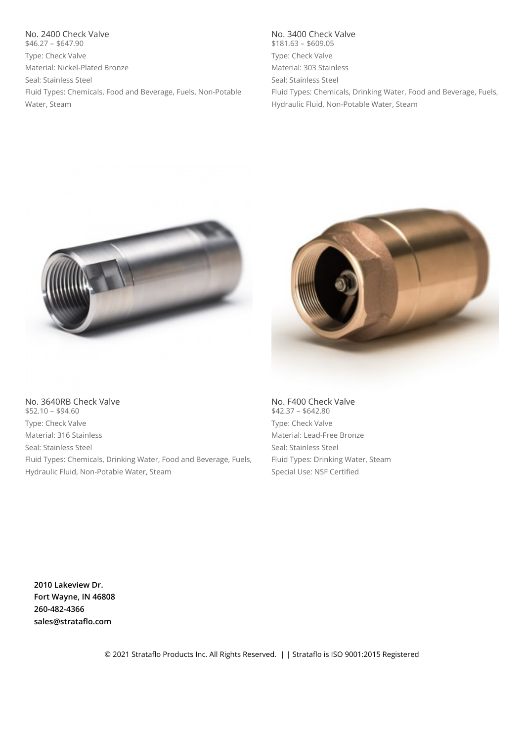### No. 2400 Check Valve

$46.27 – $647.90

Type: Check Valve

Material: Nickel-Plated Bronze

Seal: Stainless Steel

Fluid Types: Chemicals, Food and Beverage, Fuels, Non-Potable Water, Steam

### No. 3400 Check Valve

$181.63 – $609.05

Type: Check Valve

Material: 303 Stainless

Seal: Stainless Steel

Fluid Types: Chemicals, Drinking Water, Food and Beverage, Fuels, Hydraulic Fluid, Non-Potable Water, Steam

### No. 3640RB Check Valve

$52.10 – $94.60

Type: Check Valve

Material: 316 Stainless

Seal: Stainless Steel

Fluid Types: Chemicals, Drinking Water, Food and Beverage, Fuels, Hydraulic Fluid, Non-Potable Water, Steam

### No. F400 Check Valve

$42.37 – $642.80

Type: Check Valve

Material: Lead-Free Bronze

Seal: Stainless Steel

Fluid Types: Drinking Water, Steam

Special Use: NSF Certified

**2010 Lakeview Dr.**
**Fort Wayne, IN 46808**
**260-482-4366**
**sales@strataflo.com**

© 2021 Strataflo Products Inc. All Rights Reserved. | | Strataflo is ISO 9001:2015 Registered